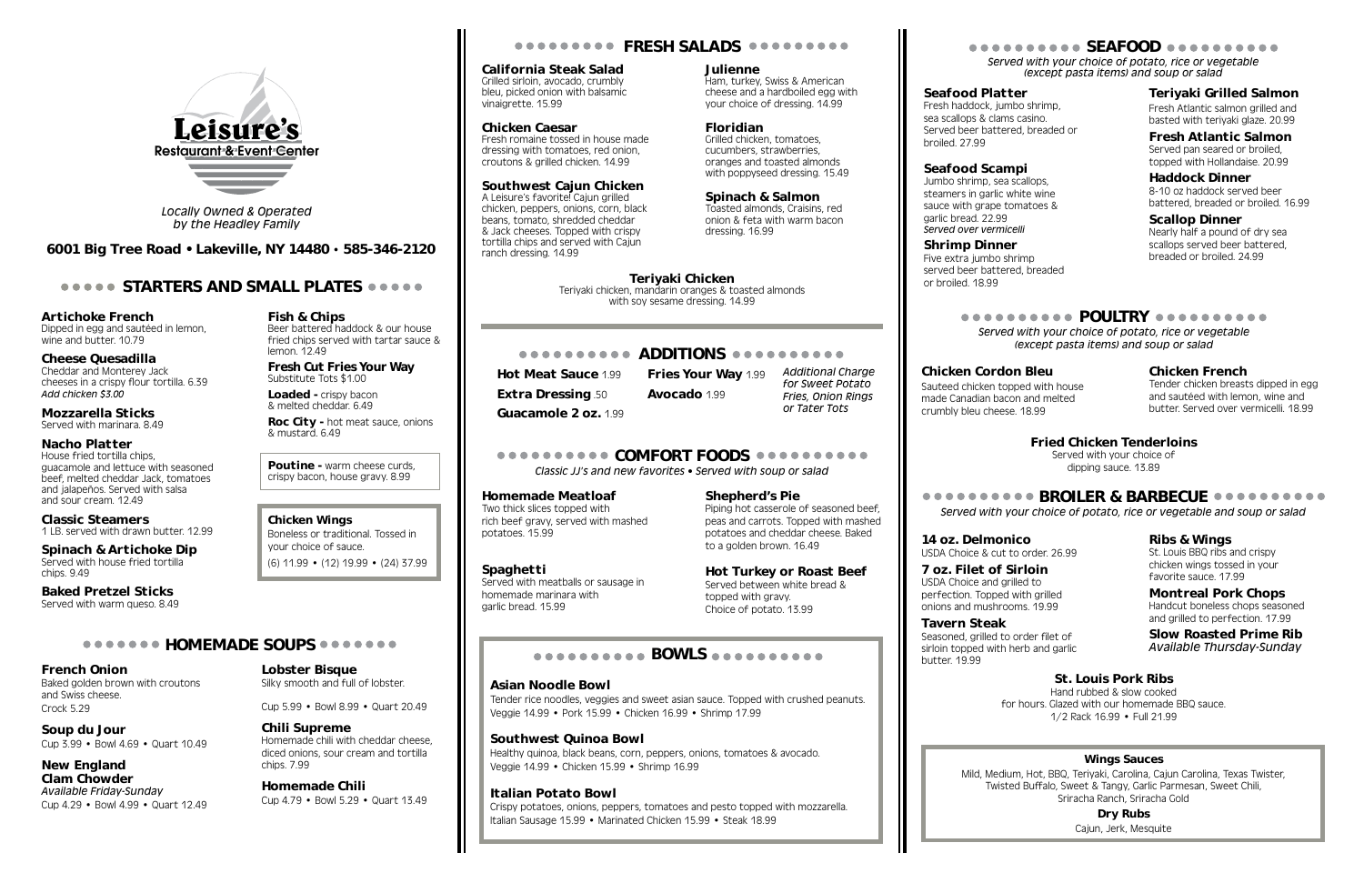# Leisure's

Restaurant & Event Center

*Locally Owned & Operated by the Headley Family*

**6001 Big Tree Road • Lakeville, NY 14480 • 585-346-2120**

## STARTERS AND SMALL PLATES

**Artichoke French**
Dipped in egg and sautéed in lemon, wine and butter. 10.79

**Cheese Quesadilla**
Cheddar and Monterey Jack cheeses in a crispy flour tortilla. 6.39
*Add chicken $3.00*

**Mozzarella Sticks**
Served with marinara. 8.49

**Nacho Platter**
House fried tortilla chips, guacamole and lettuce with seasoned beef, melted cheddar Jack, tomatoes and jalapeños. Served with salsa and sour cream. 12.49

**Classic Steamers**
1 LB. served with drawn butter. 12.99

**Spinach & Artichoke Dip**
Served with house fried tortilla chips. 9.49

**Baked Pretzel Sticks**
Served with warm queso. 8.49

**Fish & Chips**
Beer battered haddock & our house fried chips served with tartar sauce & lemon. 12.49

**Fresh Cut Fries Your Way**
Substitute Tots $1.00

**Loaded -** crispy bacon & melted cheddar. 6.49

**Roc City -** hot meat sauce, onions & mustard. 6.49

**Poutine -** warm cheese curds, crispy bacon, house gravy. 8.99

**Chicken Wings**
Boneless or traditional. Tossed in your choice of sauce.
(6) 11.99 • (12) 19.99 • (24) 37.99

## HOMEMADE SOUPS

**French Onion**
Baked golden brown with croutons and Swiss cheese.
Crock 5.29

**Soup du Jour**
Cup 3.99 • Bowl 4.69 • Quart 10.49

**New England Clam Chowder**
*Available Friday-Sunday*
Cup 4.29 • Bowl 4.99 • Quart 12.49

**Lobster Bisque**
Silky smooth and full of lobster.
Cup 5.99 • Bowl 8.99 • Quart 20.49

**Chili Supreme**
Homemade chili with cheddar cheese, diced onions, sour cream and tortilla chips. 7.99

**Homemade Chili**
Cup 4.79 • Bowl 5.29 • Quart 13.49

## FRESH SALADS

**California Steak Salad**
Grilled sirloin, avocado, crumbly bleu, picked onion with balsamic vinaigrette. 15.99

**Chicken Caesar**
Fresh romaine tossed in house made dressing with tomatoes, red onion, croutons & grilled chicken. 14.99

**Southwest Cajun Chicken**
A Leisure's favorite! Cajun grilled chicken, peppers, onions, corn, black beans, tomato, shredded cheddar & Jack cheeses. Topped with crispy tortilla chips and served with Cajun ranch dressing. 14.99

**Julienne**
Ham, turkey, Swiss & American cheese and a hardboiled egg with your choice of dressing. 14.99

**Floridian**
Grilled chicken, tomatoes, cucumbers, strawberries, oranges and toasted almonds with poppyseed dressing. 15.49

**Spinach & Salmon**
Toasted almonds, Craisins, red onion & feta with warm bacon dressing. 16.99

**Teriyaki Chicken**
Teriyaki chicken, mandarin oranges & toasted almonds with soy sesame dressing. 14.99

## ADDITIONS

**Hot Meat Sauce** 1.99

**Extra Dressing** .50

**Guacamole 2 oz.** 1.99

**Fries Your Way** 1.99

**Avocado** 1.99

*Additional Charge for Sweet Potato Fries, Onion Rings or Tater Tots*

## COMFORT FOODS

*Classic JJ's and new favorites • Served with soup or salad*

**Homemade Meatloaf**
Two thick slices topped with rich beef gravy, served with mashed potatoes. 15.99

**Spaghetti**
Served with meatballs or sausage in homemade marinara with garlic bread. 15.99

**Shepherd's Pie**
Piping hot casserole of seasoned beef, peas and carrots. Topped with mashed potatoes and cheddar cheese. Baked to a golden brown. 16.49

**Hot Turkey or Roast Beef**
Served between white bread & topped with gravy. Choice of potato. 13.99

## BOWLS

**Asian Noodle Bowl**
Tender rice noodles, veggies and sweet asian sauce. Topped with crushed peanuts.
Veggie 14.99 • Pork 15.99 • Chicken 16.99 • Shrimp 17.99

**Southwest Quinoa Bowl**
Healthy quinoa, black beans, corn, peppers, onions, tomatoes & avocado.
Veggie 14.99 • Chicken 15.99 • Shrimp 16.99

**Italian Potato Bowl**
Crispy potatoes, onions, peppers, tomatoes and pesto topped with mozzarella.
Italian Sausage 15.99 • Marinated Chicken 15.99 • Steak 18.99

## SEAFOOD

*Served with your choice of potato, rice or vegetable (except pasta items) and soup or salad*

**Seafood Platter**
Fresh haddock, jumbo shrimp, sea scallops & clams casino. Served beer battered, breaded or broiled. 27.99

**Seafood Scampi**
Jumbo shrimp, sea scallops, steamers in garlic white wine sauce with grape tomatoes & garlic bread. 22.99
*Served over vermicelli*

**Shrimp Dinner**
Five extra jumbo shrimp served beer battered, breaded or broiled. 18.99

**Teriyaki Grilled Salmon**
Fresh Atlantic salmon grilled and basted with teriyaki glaze. 20.99

**Fresh Atlantic Salmon**
Served pan seared or broiled, topped with Hollandaise. 20.99

**Haddock Dinner**
8-10 oz haddock served beer battered, breaded or broiled. 16.99

**Scallop Dinner**
Nearly half a pound of dry sea scallops served beer battered, breaded or broiled. 24.99

## POULTRY

*Served with your choice of potato, rice or vegetable (except pasta items) and soup or salad*

**Chicken Cordon Bleu**
Sauteed chicken topped with house made Canadian bacon and melted crumbly bleu cheese. 18.99

**Chicken French**
Tender chicken breasts dipped in egg and sautéed with lemon, wine and butter. Served over vermicelli. 18.99

**Fried Chicken Tenderloins**
Served with your choice of dipping sauce. 13.89

## BROILER & BARBECUE

*Served with your choice of potato, rice or vegetable and soup or salad*

**14 oz. Delmonico**
USDA Choice & cut to order. 26.99

**7 oz. Filet of Sirloin**
USDA Choice and grilled to perfection. Topped with grilled onions and mushrooms. 19.99

**Tavern Steak**
Seasoned, grilled to order filet of sirloin topped with herb and garlic butter. 19.99

**Ribs & Wings**
St. Louis BBQ ribs and crispy chicken wings tossed in your favorite sauce. 17.99

**Montreal Pork Chops**
Handcut boneless chops seasoned and grilled to perfection. 17.99

**Slow Roasted Prime Rib**
*Available Thursday-Sunday*

**St. Louis Pork Ribs**
Hand rubbed & slow cooked for hours. Glazed with our homemade BBQ sauce.
1/2 Rack 16.99 • Full 21.99

**Wings Sauces**
Mild, Medium, Hot, BBQ, Teriyaki, Carolina, Cajun Carolina, Texas Twister, Twisted Buffalo, Sweet & Tangy, Garlic Parmesan, Sweet Chili, Sriracha Ranch, Sriracha Gold

**Dry Rubs**
Cajun, Jerk, Mesquite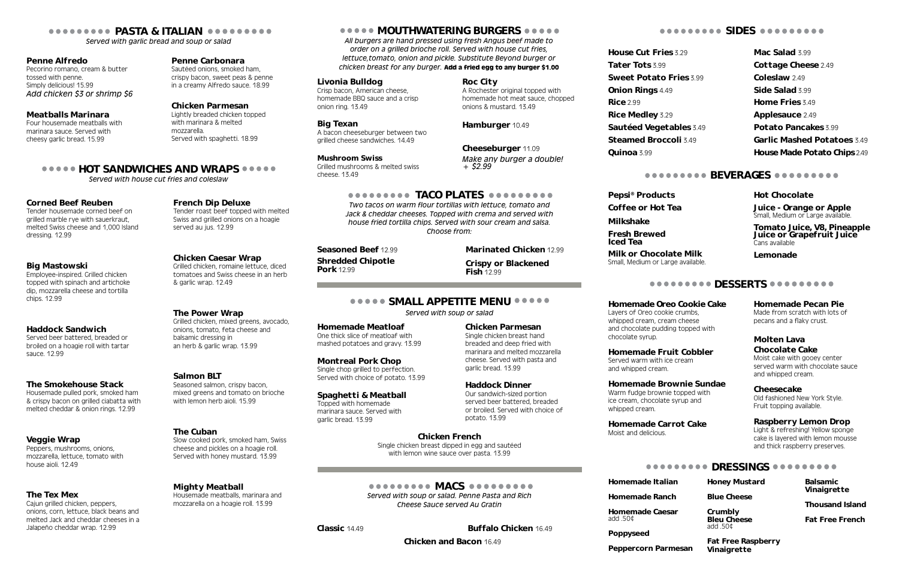## PASTA & ITALIAN

*Served with garlic bread and soup or salad*

**Penne Alfredo**
Pecorino romano, cream & butter tossed with penne. Simply delicious! 15.99
*Add chicken $3 or shrimp $6*

**Meatballs Marinara**
Four housemade meatballs with marinara sauce. Served with cheesy garlic bread. 15.99

**Penne Carbonara**
Sautéed onions, smoked ham, crispy bacon, sweet peas & penne in a creamy Alfredo sauce. 18.99

**Chicken Parmesan**
Lightly breaded chicken topped with marinara & melted mozzarella.
Served with spaghetti. 18.99

## HOT SANDWICHES AND WRAPS

*Served with house cut fries and coleslaw*

**Corned Beef Reuben**
Tender housemade corned beef on grilled marble rye with sauerkraut, melted Swiss cheese and 1,000 Island dressing. 12.99

**Big Mastowski**
Employee-inspired. Grilled chicken topped with spinach and artichoke dip, mozzarella cheese and tortilla chips. 12.99

**Haddock Sandwich**
Served beer battered, breaded or broiled on a hoagie roll with tartar sauce. 12.99

**The Smokehouse Stack**
Housemade pulled pork, smoked ham & crispy bacon on grilled ciabatta with melted cheddar & onion rings. 12.99

**Veggie Wrap**
Peppers, mushrooms, onions, mozzarella, lettuce, tomato with house aioli. 12.49

**The Tex Mex**
Cajun grilled chicken, peppers, onions, corn, lettuce, black beans and melted Jack and cheddar cheeses in a Jalapeño cheddar wrap. 12.99

**French Dip Deluxe**
Tender roast beef topped with melted Swiss and grilled onions on a hoagie served au jus. 12.99

**Chicken Caesar Wrap**
Grilled chicken, romaine lettuce, diced tomatoes and Swiss cheese in an herb & garlic wrap. 12.49

**The Power Wrap**
Grilled chicken, mixed greens, avocado, onions, tomato, feta cheese and balsamic dressing in an herb & garlic wrap. 13.99

**Salmon BLT**
Seasoned salmon, crispy bacon, mixed greens and tomato on brioche with lemon herb aioli. 15.99

**The Cuban**
Slow cooked pork, smoked ham, Swiss cheese and pickles on a hoagie roll. Served with honey mustard. 13.99

**Mighty Meatball**
Housemade meatballs, marinara and mozzarella on a hoagie roll. 13.99

## MOUTHWATERING BURGERS

*All burgers are hand pressed using fresh Angus beef made to order on a grilled brioche roll. Served with house cut fries, lettuce,tomato, onion and pickle. Substitute Beyond burger or chicken breast for any burger.* **Add a fried egg to any burger $1.00**

**Livonia Bulldog**
Crisp bacon, American cheese, homemade BBQ sauce and a crisp onion ring. 13.49

**Big Texan**
A bacon cheeseburger between two grilled cheese sandwiches. 14.49

**Mushroom Swiss**
Grilled mushrooms & melted swiss cheese. 13.49

**Roc City**
A Rochester original topped with homemade hot meat sauce, chopped onions & mustard. 13.49

**Hamburger** 10.49

**Cheeseburger** 11.09
*Make any burger a double! + $2.99*

## TACO PLATES

*Two tacos on warm flour tortillas with lettuce, tomato and Jack & cheddar cheeses. Topped with crema and served with house fried tortilla chips. Served with sour cream and salsa. Choose from:*

**Seasoned Beef** 12.99
**Shredded Chipotle Pork** 12.99
**Marinated Chicken** 12.99
**Crispy or Blackened Fish** 12.99

## SMALL APPETITE MENU

*Served with soup or salad*

**Homemade Meatloaf**
One thick slice of meatloaf with mashed potatoes and gravy. 13.99

**Montreal Pork Chop**
Single chop grilled to perfection. Served with choice of potato. 13.99

**Spaghetti & Meatball**
Topped with homemade marinara sauce. Served with garlic bread. 13.99

**Chicken Parmesan**
Single chicken breast hand breaded and deep fried with marinara and melted mozzarella cheese. Served with pasta and garlic bread. 13.99

**Haddock Dinner**
Our sandwich-sized portion served beer battered, breaded or broiled. Served with choice of potato. 13.99

**Chicken French**
Single chicken breast dipped in egg and sautéed with lemon wine sauce over pasta. 13.99

## MACS

*Served with soup or salad. Penne Pasta and Rich Cheese Sauce served Au Gratin*

**Classic** 14.49
**Buffalo Chicken** 16.49
**Chicken and Bacon** 16.49

## SIDES

**House Cut Fries** 3.29
**Tater Tots** 3.99
**Sweet Potato Fries** 3.99
**Onion Rings** 4.49
**Rice** 2.99
**Rice Medley** 3.29
**Sautéed Vegetables** 3.49
**Steamed Broccoli** 3.49
**Quinoa** 3.99
**Mac Salad** 3.99
**Cottage Cheese** 2.49
**Coleslaw** 2.49
**Side Salad** 3.99
**Home Fries** 3.49
**Applesauce** 2.49
**Potato Pancakes** 3.99
**Garlic Mashed Potatoes** 3.49
**House Made Potato Chips** 2.49

## BEVERAGES

**Pepsi® Products**
**Coffee or Hot Tea**
**Milkshake**
**Fresh Brewed Iced Tea**
**Milk or Chocolate Milk**
Small, Medium or Large available.
**Hot Chocolate**
**Juice - Orange or Apple**
Small, Medium or Large available.
**Tomato Juice, V8, Pineapple Juice or Grapefruit Juice**
Cans available
**Lemonade**

## DESSERTS

**Homemade Oreo Cookie Cake**
Layers of Oreo cookie crumbs, whipped cream, cream cheese and chocolate pudding topped with chocolate syrup.

**Homemade Fruit Cobbler**
Served warm with ice cream and whipped cream.

**Homemade Brownie Sundae**
Warm fudge brownie topped with ice cream, chocolate syrup and whipped cream.

**Homemade Carrot Cake**
Moist and delicious.

**Homemade Pecan Pie**
Made from scratch with lots of pecans and a flaky crust.

**Molten Lava Chocolate Cake**
Moist cake with gooey center served warm with chocolate sauce and whipped cream.

**Cheesecake**
Old fashioned New York Style. Fruit topping available.

**Raspberry Lemon Drop**
Light & refreshing! Yellow sponge cake is layered with lemon mousse and thick raspberry preserves.

## DRESSINGS

**Homemade Italian**
**Homemade Ranch**
**Homemade Caesar** add .50¢
**Poppyseed**
**Peppercorn Parmesan**
**Honey Mustard**
**Blue Cheese**
**Crumbly Bleu Cheese** add .50¢
**Fat Free Raspberry Vinaigrette**
**Balsamic Vinaigrette**
**Thousand Island**
**Fat Free French**